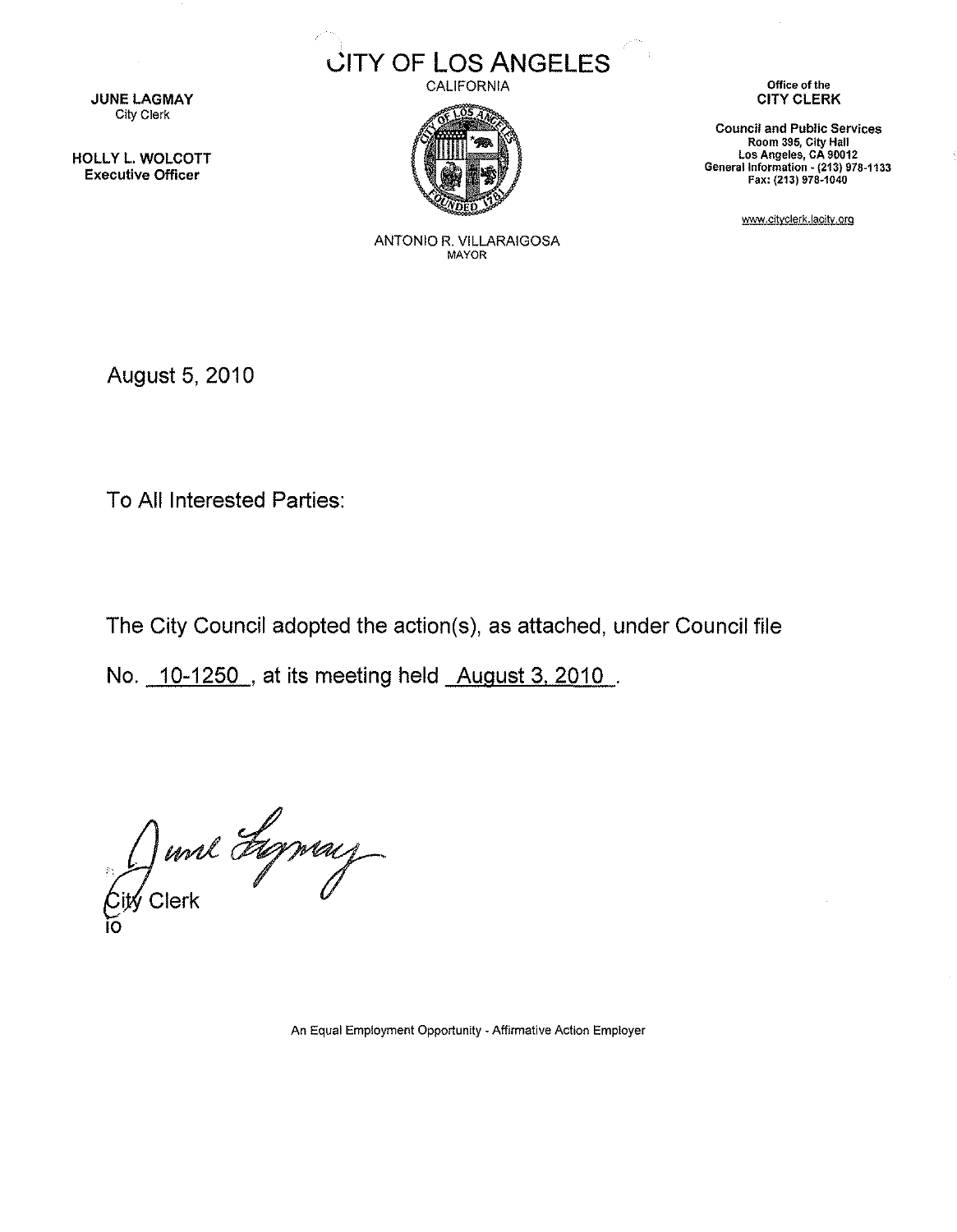# CITY OF LOS ANGELES

CALIFORNIA

**JUNE LAGMAY**
City Clerk

**HOLLY L. WOLCOTT**
**Executive Officer**

ANTONIO R. VILLARAIGOSA
MAYOR

Office of the
**CITY CLERK**

**Council and Public Services**
**Room 395, City Hall**
**Los Angeles, CA 90012**
**General Information - (213) 978-1133**
**Fax: (213) 978-1040**

www.cityclerk.lacity.org

August 5, 2010

To All Interested Parties:

The City Council adopted the action(s), as attached, under Council file No. 10-1250, at its meeting held August 3, 2010.

City Clerk
io

An Equal Employment Opportunity - Affirmative Action Employer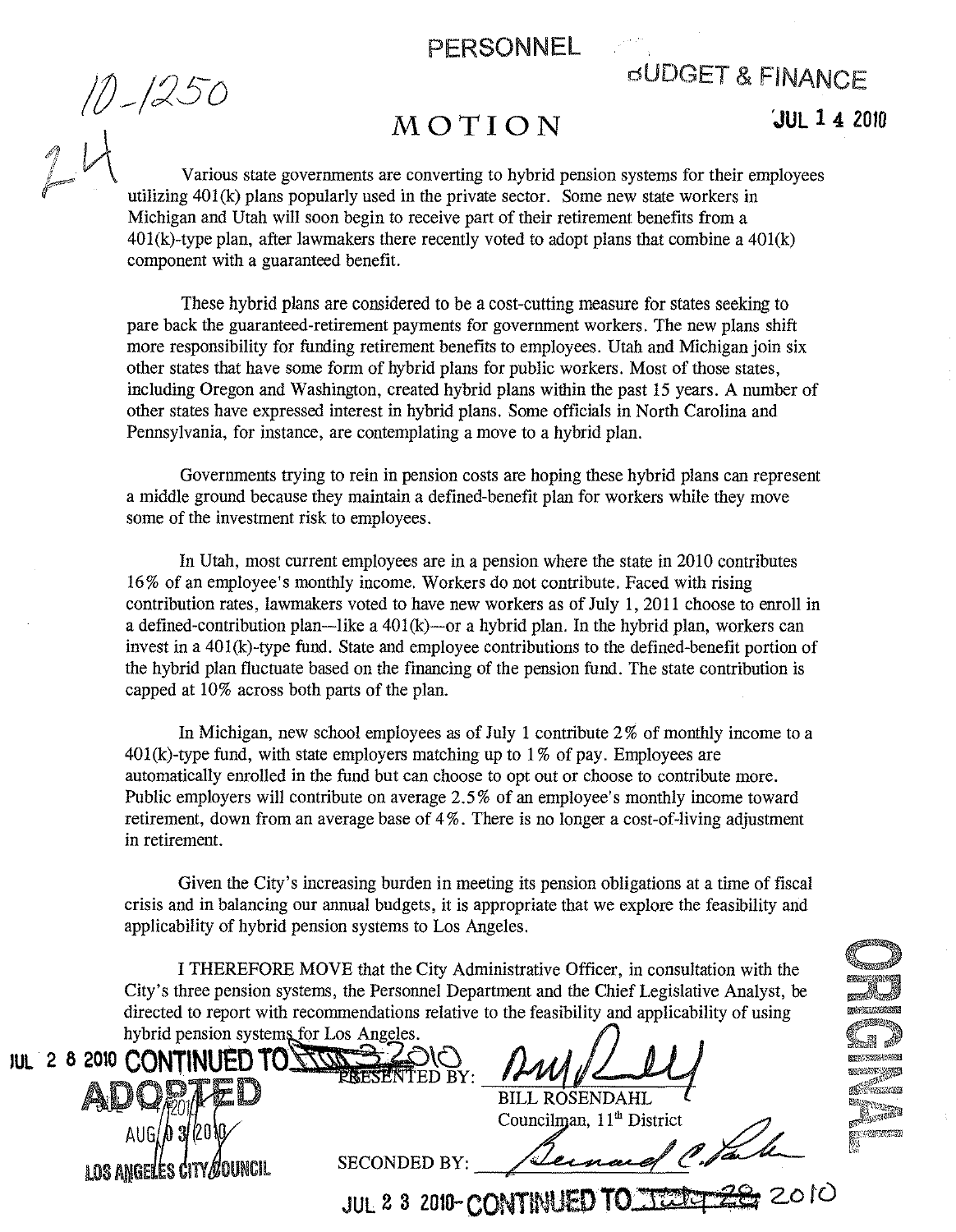PERSONNEL

BUDGET & FINANCE

10-1250

24

JUL 14 2010

# MOTION

Various state governments are converting to hybrid pension systems for their employees utilizing 401(k) plans popularly used in the private sector. Some new state workers in Michigan and Utah will soon begin to receive part of their retirement benefits from a 401(k)-type plan, after lawmakers there recently voted to adopt plans that combine a 401(k) component with a guaranteed benefit.

These hybrid plans are considered to be a cost-cutting measure for states seeking to pare back the guaranteed-retirement payments for government workers. The new plans shift more responsibility for funding retirement benefits to employees. Utah and Michigan join six other states that have some form of hybrid plans for public workers. Most of those states, including Oregon and Washington, created hybrid plans within the past 15 years. A number of other states have expressed interest in hybrid plans. Some officials in North Carolina and Pennsylvania, for instance, are contemplating a move to a hybrid plan.

Governments trying to rein in pension costs are hoping these hybrid plans can represent a middle ground because they maintain a defined-benefit plan for workers while they move some of the investment risk to employees.

In Utah, most current employees are in a pension where the state in 2010 contributes 16% of an employee's monthly income. Workers do not contribute. Faced with rising contribution rates, lawmakers voted to have new workers as of July 1, 2011 choose to enroll in a defined-contribution plan—like a 401(k)—or a hybrid plan. In the hybrid plan, workers can invest in a 401(k)-type fund. State and employee contributions to the defined-benefit portion of the hybrid plan fluctuate based on the financing of the pension fund. The state contribution is capped at 10% across both parts of the plan.

In Michigan, new school employees as of July 1 contribute 2% of monthly income to a 401(k)-type fund, with state employers matching up to 1% of pay. Employees are automatically enrolled in the fund but can choose to opt out or choose to contribute more. Public employers will contribute on average 2.5% of an employee's monthly income toward retirement, down from an average base of 4%. There is no longer a cost-of-living adjustment in retirement.

Given the City's increasing burden in meeting its pension obligations at a time of fiscal crisis and in balancing our annual budgets, it is appropriate that we explore the feasibility and applicability of hybrid pension systems to Los Angeles.

I THEREFORE MOVE that the City Administrative Officer, in consultation with the City's three pension systems, the Personnel Department and the Chief Legislative Analyst, be directed to report with recommendations relative to the feasibility and applicability of using hybrid pension systems for Los Angeles.

JUL 28 2010 CONTINUED TO ~~Aug 3~~ 2010

ADOPTED

AUG 03 2010

LOS ANGELES CITY COUNCIL

PRESENTED BY: ______________________
BILL ROSENDAHL
Councilman, 11th District

SECONDED BY: ______________________

JUL 23 2010 - CONTINUED TO ~~July 28~~ 2010

ORIGINAL